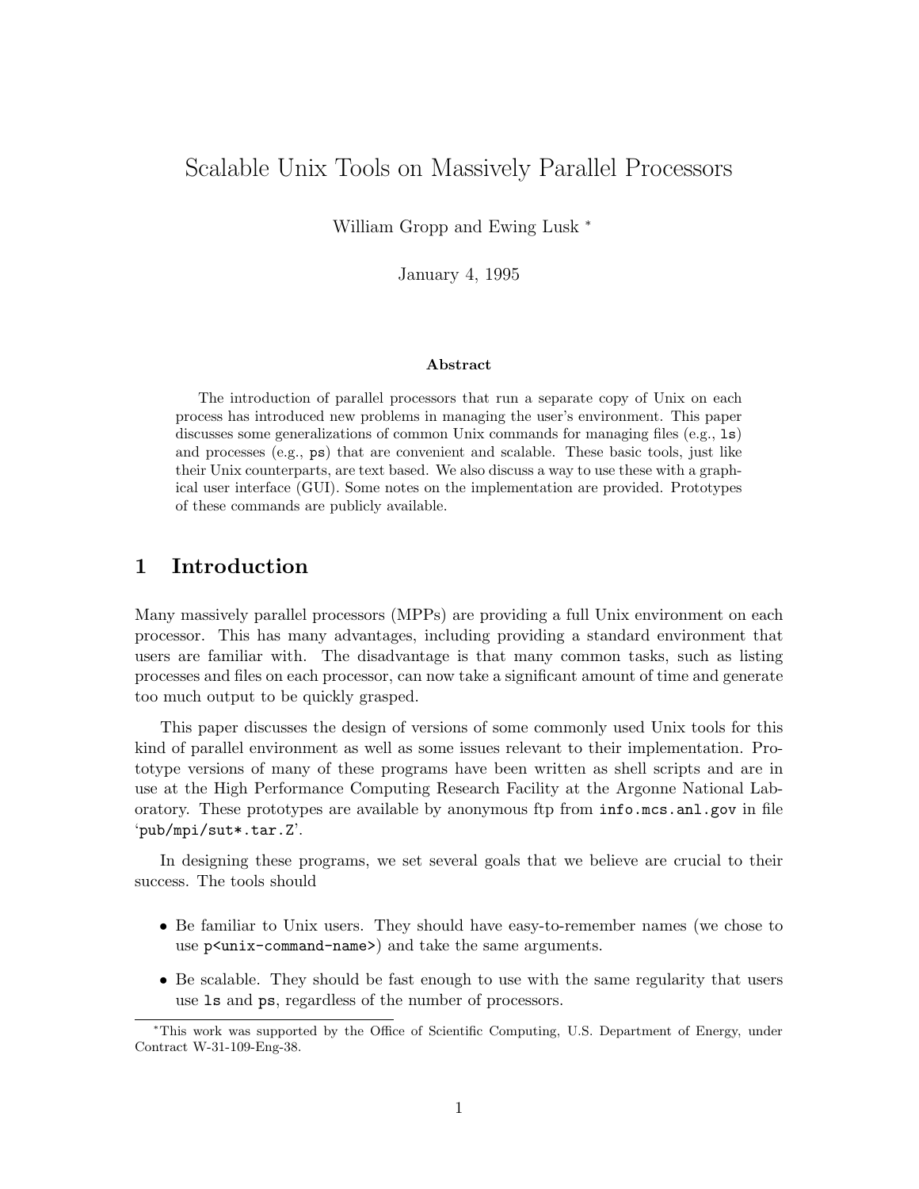# Scalable Unix Tools on Massively Parallel Processors

William Gropp and Ewing Lusk *

January 4, 1995

**Abstract**

The introduction of parallel processors that run a separate copy of Unix on each process has introduced new problems in managing the user's environment. This paper discusses some generalizations of common Unix commands for managing files (e.g., `ls`) and processes (e.g., `ps`) that are convenient and scalable. These basic tools, just like their Unix counterparts, are text based. We also discuss a way to use these with a graphical user interface (GUI). Some notes on the implementation are provided. Prototypes of these commands are publicly available.

## 1 Introduction

Many massively parallel processors (MPPs) are providing a full Unix environment on each processor. This has many advantages, including providing a standard environment that users are familiar with. The disadvantage is that many common tasks, such as listing processes and files on each processor, can now take a significant amount of time and generate too much output to be quickly grasped.

This paper discusses the design of versions of some commonly used Unix tools for this kind of parallel environment as well as some issues relevant to their implementation. Prototype versions of many of these programs have been written as shell scripts and are in use at the High Performance Computing Research Facility at the Argonne National Laboratory. These prototypes are available by anonymous ftp from `info.mcs.anl.gov` in file '`pub/mpi/sut*.tar.Z`'.

In designing these programs, we set several goals that we believe are crucial to their success. The tools should

- Be familiar to Unix users. They should have easy-to-remember names (we chose to use `p<unix-command-name>`) and take the same arguments.
- Be scalable. They should be fast enough to use with the same regularity that users use `ls` and `ps`, regardless of the number of processors.

*This work was supported by the Office of Scientific Computing, U.S. Department of Energy, under Contract W-31-109-Eng-38.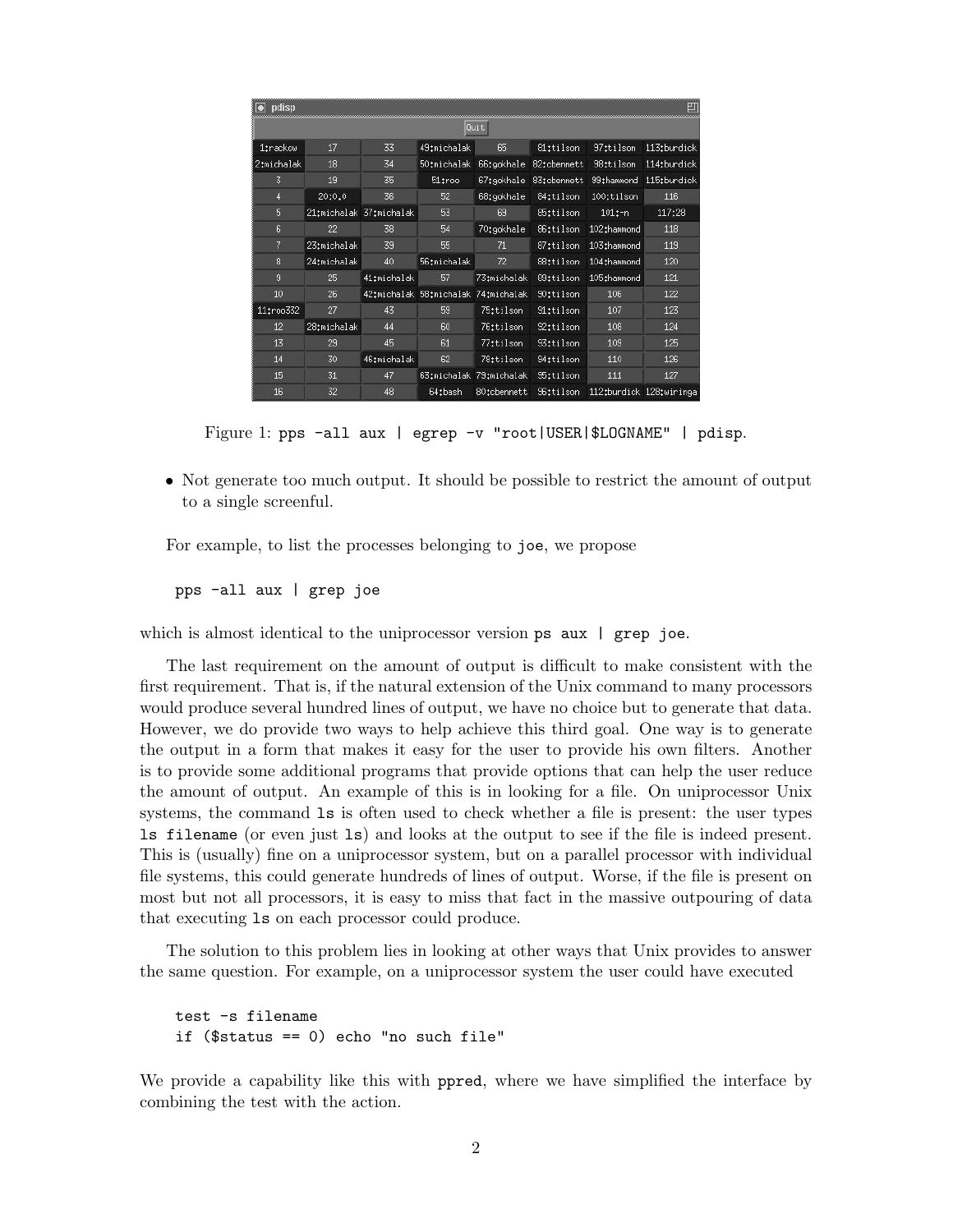| | | | | | | | |
|---|---|---|---|---|---|---|---|
| 1:rackow | 17 | 33 | 49:michalak | 65 | 81:tilson | 97:tilson | 113:burdick |
| 2:michalak | 18 | 34 | 50:michalak | 66:gokhale | 82:cbennett | 98:tilson | 114:burdick |
| 3 | 19 | 35 | 51:roo | 67:gokhale | 83:cbennett | 99:hammond | 115:burdick |
| 4 | 20:0.0 | 36 | 52 | 68:gokhale | 84:tilson | 100:tilson | 116 |
| 5 | 21:michalak | 37:michalak | 53 | 69 | 85:tilson | 101:-n | 117:28 |
| 6 | 22 | 38 | 54 | 70:gokhale | 86:tilson | 102:hammond | 118 |
| 7 | 23:michalak | 39 | 55 | 71 | 87:tilson | 103:hammond | 119 |
| 8 | 24:michalak | 40 | 56:michalak | 72 | 88:tilson | 104:hammond | 120 |
| 9 | 25 | 41:michalak | 57 | 73:michalak | 89:tilson | 105:hammond | 121 |
| 10 | 26 | 42:michalak | 58:michalak | 74:michalak | 90:tilson | 106 | 122 |
| 11:roo332 | 27 | 43 | 59 | 75:tilson | 91:tilson | 107 | 123 |
| 12 | 28:michalak | 44 | 60 | 76:tilson | 92:tilson | 108 | 124 |
| 13 | 29 | 45 | 61 | 77:tilson | 93:tilson | 109 | 125 |
| 14 | 30 | 46:michalak | 62 | 78:tilson | 94:tilson | 110 | 126 |
| 15 | 31 | 47 | 63:michalak | 79:michalak | 95:tilson | 111 | 127 |
| 16 | 32 | 48 | 64:bash | 80:cbennett | 96:tilson | 112:burdick | 128:wiringa |

Figure 1: `pps -all aux | egrep -v "root|USER|$LOGNAME" | pdisp`.

- Not generate too much output. It should be possible to restrict the amount of output to a single screenful.

For example, to list the processes belonging to `joe`, we propose

```
pps -all aux | grep joe
```

which is almost identical to the uniprocessor version `ps aux | grep joe`.

The last requirement on the amount of output is difficult to make consistent with the first requirement. That is, if the natural extension of the Unix command to many processors would produce several hundred lines of output, we have no choice but to generate that data. However, we do provide two ways to help achieve this third goal. One way is to generate the output in a form that makes it easy for the user to provide his own filters. Another is to provide some additional programs that provide options that can help the user reduce the amount of output. An example of this is in looking for a file. On uniprocessor Unix systems, the command `ls` is often used to check whether a file is present: the user types `ls filename` (or even just `ls`) and looks at the output to see if the file is indeed present. This is (usually) fine on a uniprocessor system, but on a parallel processor with individual file systems, this could generate hundreds of lines of output. Worse, if the file is present on most but not all processors, it is easy to miss that fact in the massive outpouring of data that executing `ls` on each processor could produce.

The solution to this problem lies in looking at other ways that Unix provides to answer the same question. For example, on a uniprocessor system the user could have executed

```
test -s filename
if ($status == 0) echo "no such file"
```

We provide a capability like this with `ppred`, where we have simplified the interface by combining the test with the action.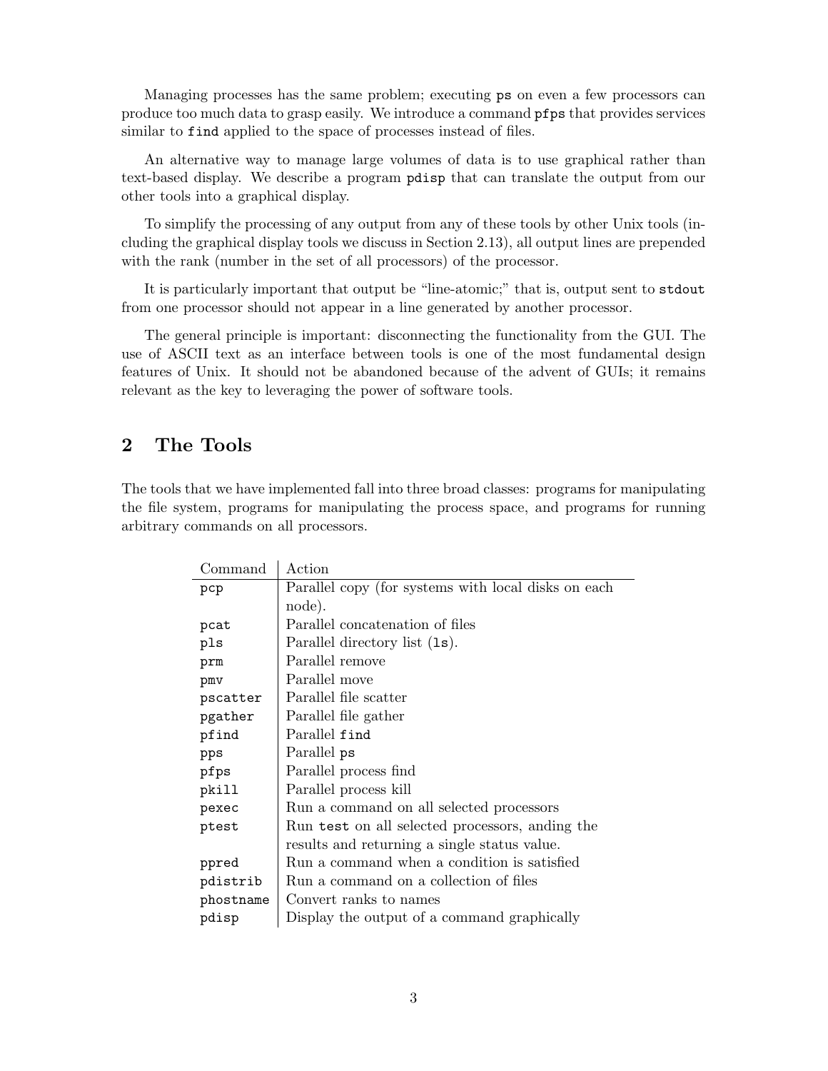Managing processes has the same problem; executing `ps` on even a few processors can produce too much data to grasp easily. We introduce a command `pfps` that provides services similar to `find` applied to the space of processes instead of files.

An alternative way to manage large volumes of data is to use graphical rather than text-based display. We describe a program `pdisp` that can translate the output from our other tools into a graphical display.

To simplify the processing of any output from any of these tools by other Unix tools (including the graphical display tools we discuss in Section 2.13), all output lines are prepended with the rank (number in the set of all processors) of the processor.

It is particularly important that output be "line-atomic;" that is, output sent to `stdout` from one processor should not appear in a line generated by another processor.

The general principle is important: disconnecting the functionality from the GUI. The use of ASCII text as an interface between tools is one of the most fundamental design features of Unix. It should not be abandoned because of the advent of GUIs; it remains relevant as the key to leveraging the power of software tools.

## 2 The Tools

The tools that we have implemented fall into three broad classes: programs for manipulating the file system, programs for manipulating the process space, and programs for running arbitrary commands on all processors.

| Command | Action |
|---|---|
| `pcp` | Parallel copy (for systems with local disks on each node). |
| `pcat` | Parallel concatenation of files |
| `pls` | Parallel directory list (`ls`). |
| `prm` | Parallel remove |
| `pmv` | Parallel move |
| `pscatter` | Parallel file scatter |
| `pgather` | Parallel file gather |
| `pfind` | Parallel `find` |
| `pps` | Parallel `ps` |
| `pfps` | Parallel process find |
| `pkill` | Parallel process kill |
| `pexec` | Run a command on all selected processors |
| `ptest` | Run `test` on all selected processors, anding the results and returning a single status value. |
| `ppred` | Run a command when a condition is satisfied |
| `pdistrib` | Run a command on a collection of files |
| `phostname` | Convert ranks to names |
| `pdisp` | Display the output of a command graphically |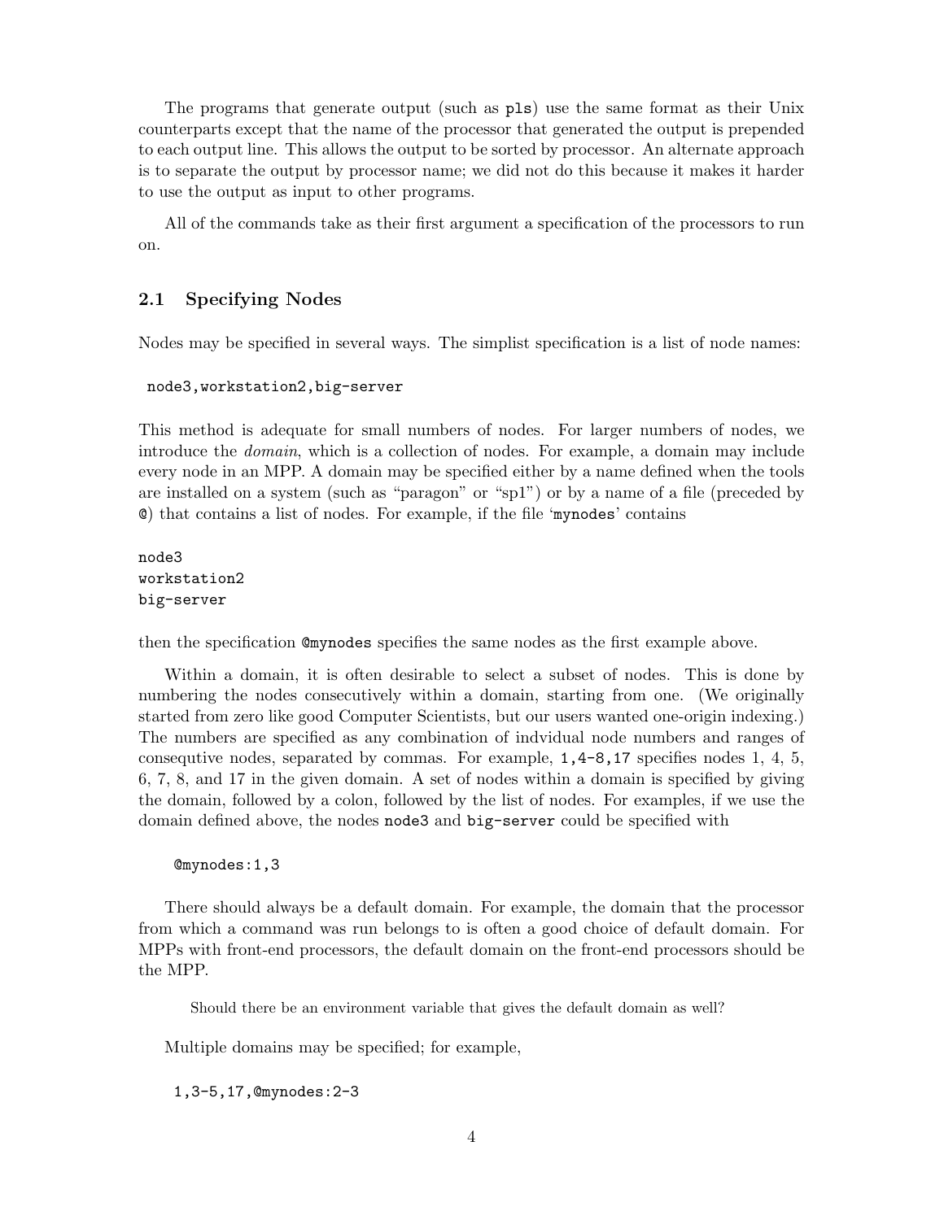The programs that generate output (such as `pls`) use the same format as their Unix counterparts except that the name of the processor that generated the output is prepended to each output line. This allows the output to be sorted by processor. An alternate approach is to separate the output by processor name; we did not do this because it makes it harder to use the output as input to other programs.

All of the commands take as their first argument a specification of the processors to run on.

### 2.1 Specifying Nodes

Nodes may be specified in several ways. The simplist specification is a list of node names:

```
node3,workstation2,big-server
```

This method is adequate for small numbers of nodes. For larger numbers of nodes, we introduce the *domain*, which is a collection of nodes. For example, a domain may include every node in an MPP. A domain may be specified either by a name defined when the tools are installed on a system (such as "paragon" or "sp1") or by a name of a file (preceded by `@`) that contains a list of nodes. For example, if the file '`mynodes`' contains

```
node3
workstation2
big-server
```

then the specification `@mynodes` specifies the same nodes as the first example above.

Within a domain, it is often desirable to select a subset of nodes. This is done by numbering the nodes consecutively within a domain, starting from one. (We originally started from zero like good Computer Scientists, but our users wanted one-origin indexing.) The numbers are specified as any combination of indvidual node numbers and ranges of consequtive nodes, separated by commas. For example, `1,4-8,17` specifies nodes 1, 4, 5, 6, 7, 8, and 17 in the given domain. A set of nodes within a domain is specified by giving the domain, followed by a colon, followed by the list of nodes. For examples, if we use the domain defined above, the nodes `node3` and `big-server` could be specified with

```
@mynodes:1,3
```

There should always be a default domain. For example, the domain that the processor from which a command was run belongs to is often a good choice of default domain. For MPPs with front-end processors, the default domain on the front-end processors should be the MPP.

Should there be an environment variable that gives the default domain as well?

Multiple domains may be specified; for example,

```
1,3-5,17,@mynodes:2-3
```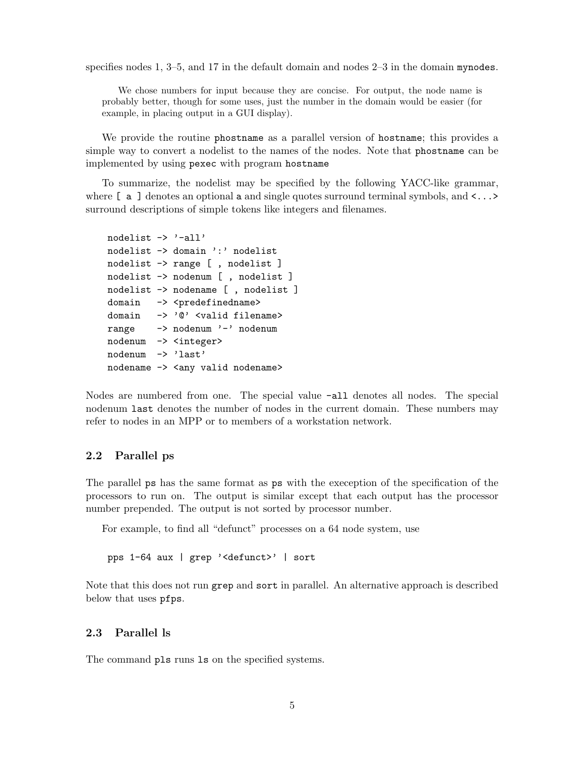specifies nodes 1, 3–5, and 17 in the default domain and nodes 2–3 in the domain `mynodes`.

> We chose numbers for input because they are concise. For output, the node name is probably better, though for some uses, just the number in the domain would be easier (for example, in placing output in a GUI display).

We provide the routine `phostname` as a parallel version of `hostname`; this provides a simple way to convert a nodelist to the names of the nodes. Note that `phostname` can be implemented by using `pexec` with program `hostname`

To summarize, the nodelist may be specified by the following YACC-like grammar, where `[ a ]` denotes an optional `a` and single quotes surround terminal symbols, and `<...>` surround descriptions of simple tokens like integers and filenames.

```
nodelist -> '-all'
nodelist -> domain ':' nodelist
nodelist -> range [ , nodelist ]
nodelist -> nodenum [ , nodelist ]
nodelist -> nodename [ , nodelist ]
domain   -> <predefinedname>
domain   -> '@' <valid filename>
range    -> nodenum '-' nodenum
nodenum  -> <integer>
nodenum  -> 'last'
nodename -> <any valid nodename>
```

Nodes are numbered from one. The special value `-all` denotes all nodes. The special nodenum `last` denotes the number of nodes in the current domain. These numbers may refer to nodes in an MPP or to members of a workstation network.

### 2.2 Parallel ps

The parallel `ps` has the same format as `ps` with the exeception of the specification of the processors to run on. The output is similar except that each output has the processor number prepended. The output is not sorted by processor number.

For example, to find all "defunct" processes on a 64 node system, use

```
pps 1-64 aux | grep '<defunct>' | sort
```

Note that this does not run `grep` and `sort` in parallel. An alternative approach is described below that uses `pfps`.

### 2.3 Parallel ls

The command `pls` runs `ls` on the specified systems.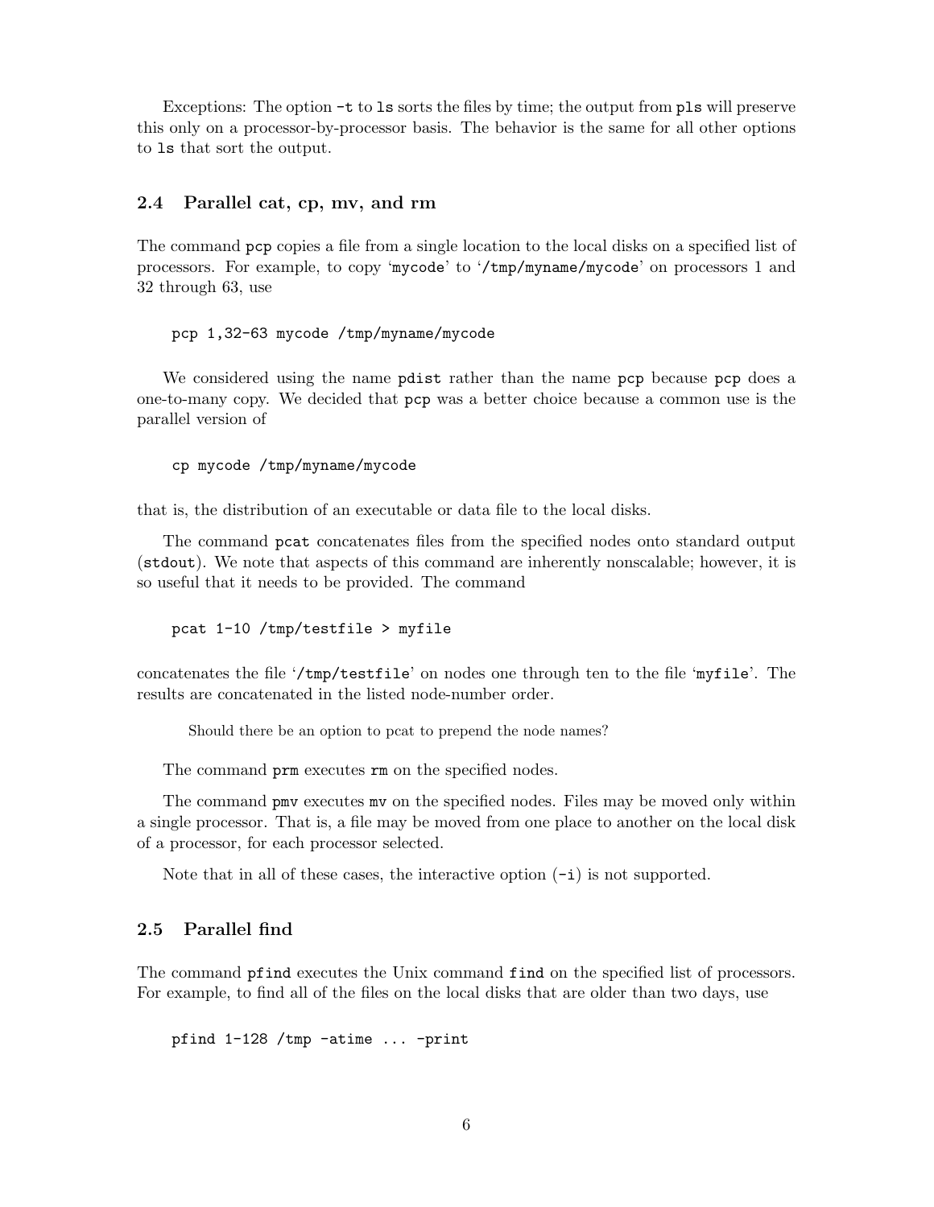Exceptions: The option `-t` to `ls` sorts the files by time; the output from `pls` will preserve this only on a processor-by-processor basis. The behavior is the same for all other options to `ls` that sort the output.

### 2.4 Parallel cat, cp, mv, and rm

The command `pcp` copies a file from a single location to the local disks on a specified list of processors. For example, to copy '`mycode`' to '`/tmp/myname/mycode`' on processors 1 and 32 through 63, use

```
pcp 1,32-63 mycode /tmp/myname/mycode
```

We considered using the name `pdist` rather than the name `pcp` because `pcp` does a one-to-many copy. We decided that `pcp` was a better choice because a common use is the parallel version of

```
cp mycode /tmp/myname/mycode
```

that is, the distribution of an executable or data file to the local disks.

The command `pcat` concatenates files from the specified nodes onto standard output (`stdout`). We note that aspects of this command are inherently nonscalable; however, it is so useful that it needs to be provided. The command

```
pcat 1-10 /tmp/testfile > myfile
```

concatenates the file '`/tmp/testfile`' on nodes one through ten to the file '`myfile`'. The results are concatenated in the listed node-number order.

> Should there be an option to pcat to prepend the node names?

The command `prm` executes `rm` on the specified nodes.

The command `pmv` executes `mv` on the specified nodes. Files may be moved only within a single processor. That is, a file may be moved from one place to another on the local disk of a processor, for each processor selected.

Note that in all of these cases, the interactive option (`-i`) is not supported.

### 2.5 Parallel find

The command `pfind` executes the Unix command `find` on the specified list of processors. For example, to find all of the files on the local disks that are older than two days, use

```
pfind 1-128 /tmp -atime ... -print
```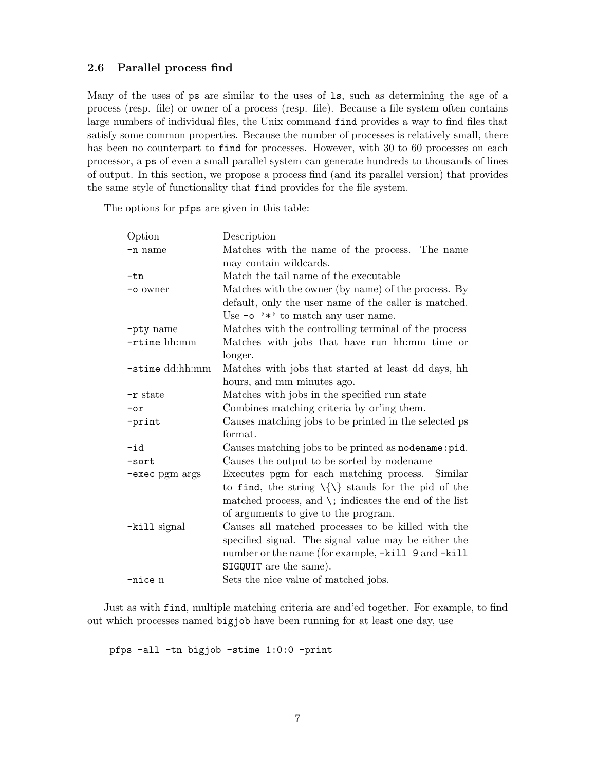### 2.6 Parallel process find

Many of the uses of `ps` are similar to the uses of `ls`, such as determining the age of a process (resp. file) or owner of a process (resp. file). Because a file system often contains large numbers of individual files, the Unix command `find` provides a way to find files that satisfy some common properties. Because the number of processes is relatively small, there has been no counterpart to `find` for processes. However, with 30 to 60 processes on each processor, a `ps` of even a small parallel system can generate hundreds to thousands of lines of output. In this section, we propose a process find (and its parallel version) that provides the same style of functionality that `find` provides for the file system.

The options for `pfps` are given in this table:

| Option | Description |
|---|---|
| `-n` name | Matches with the name of the process. The name may contain wildcards. |
| `-tn` | Match the tail name of the executable |
| `-o` owner | Matches with the owner (by name) of the process. By default, only the user name of the caller is matched. Use `-o '*'` to match any user name. |
| `-pty` name | Matches with the controlling terminal of the process |
| `-rtime` hh:mm | Matches with jobs that have run hh:mm time or longer. |
| `-stime` dd:hh:mm | Matches with jobs that started at least dd days, hh hours, and mm minutes ago. |
| `-r` state | Matches with jobs in the specified run state |
| `-or` | Combines matching criteria by or'ing them. |
| `-print` | Causes matching jobs to be printed in the selected ps format. |
| `-id` | Causes matching jobs to be printed as `nodename:pid`. |
| `-sort` | Causes the output to be sorted by nodename |
| `-exec` pgm args | Executes pgm for each matching process. Similar to `find`, the string \{\} stands for the pid of the matched process, and `\;` indicates the end of the list of arguments to give to the program. |
| `-kill` signal | Causes all matched processes to be killed with the specified signal. The signal value may be either the number or the name (for example, `-kill 9` and `-kill SIGQUIT` are the same). |
| `-nice` n | Sets the nice value of matched jobs. |

Just as with `find`, multiple matching criteria are and'ed together. For example, to find out which processes named `bigjob` have been running for at least one day, use

```
pfps -all -tn bigjob -stime 1:0:0 -print
```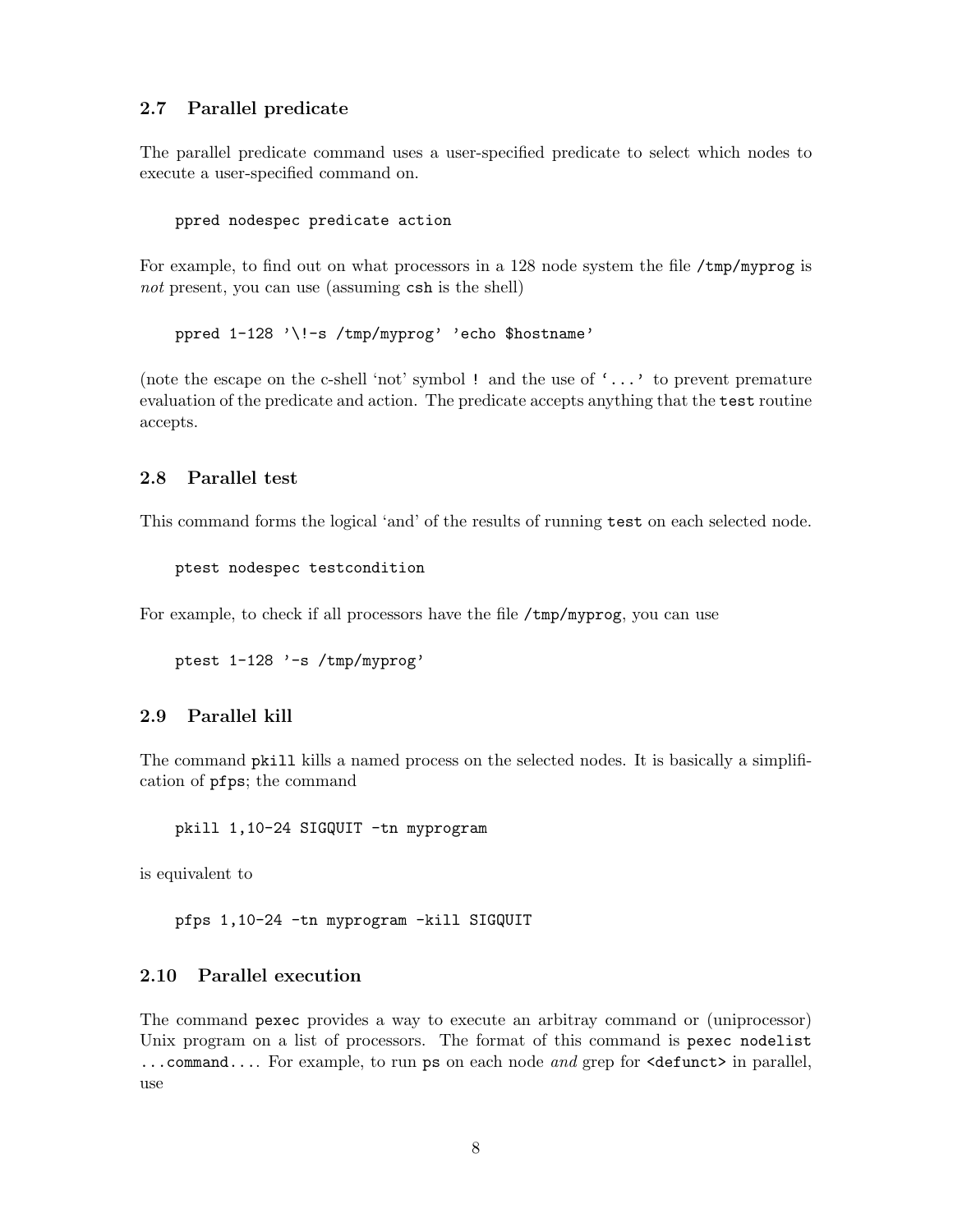### 2.7 Parallel predicate

The parallel predicate command uses a user-specified predicate to select which nodes to execute a user-specified command on.

```
ppred nodespec predicate action
```

For example, to find out on what processors in a 128 node system the file `/tmp/myprog` is *not* present, you can use (assuming `csh` is the shell)

```
ppred 1-128 '\!-s /tmp/myprog' 'echo $hostname'
```

(note the escape on the c-shell 'not' symbol `!` and the use of `'...'` to prevent premature evaluation of the predicate and action. The predicate accepts anything that the `test` routine accepts.

### 2.8 Parallel test

This command forms the logical 'and' of the results of running `test` on each selected node.

```
ptest nodespec testcondition
```

For example, to check if all processors have the file `/tmp/myprog`, you can use

```
ptest 1-128 '-s /tmp/myprog'
```

### 2.9 Parallel kill

The command `pkill` kills a named process on the selected nodes. It is basically a simplification of `pfps`; the command

```
pkill 1,10-24 SIGQUIT -tn myprogram
```

is equivalent to

```
pfps 1,10-24 -tn myprogram -kill SIGQUIT
```

### 2.10 Parallel execution

The command `pexec` provides a way to execute an arbitray command or (uniprocessor) Unix program on a list of processors. The format of this command is `pexec nodelist ...command...`. For example, to run `ps` on each node *and* grep for `<defunct>` in parallel, use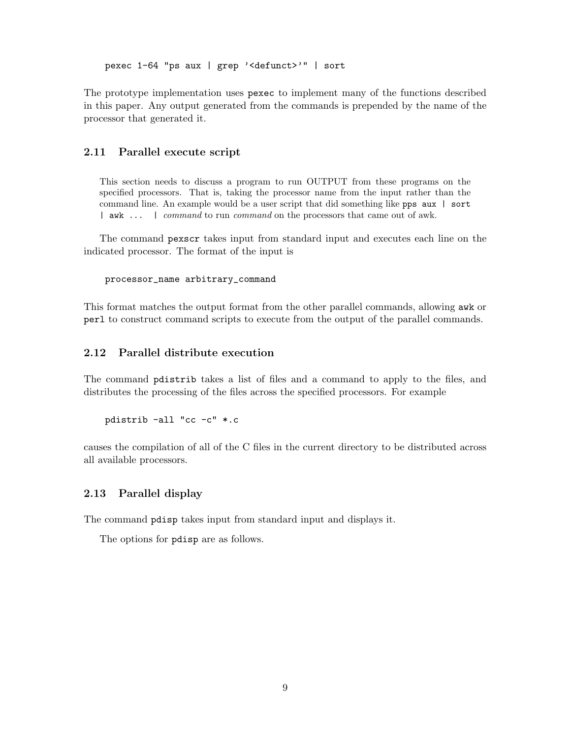```
pexec 1-64 "ps aux | grep '<defunct>'" | sort
```

The prototype implementation uses `pexec` to implement many of the functions described in this paper. Any output generated from the commands is prepended by the name of the processor that generated it.

### 2.11 Parallel execute script

> This section needs to discuss a program to run OUTPUT from these programs on the specified processors. That is, taking the processor name from the input rather than the command line. An example would be a user script that did something like `pps aux | sort | awk ... |` *command* to run *command* on the processors that came out of awk.

The command `pexscr` takes input from standard input and executes each line on the indicated processor. The format of the input is

```
processor_name arbitrary_command
```

This format matches the output format from the other parallel commands, allowing `awk` or `perl` to construct command scripts to execute from the output of the parallel commands.

### 2.12 Parallel distribute execution

The command `pdistrib` takes a list of files and a command to apply to the files, and distributes the processing of the files across the specified processors. For example

```
pdistrib -all "cc -c" *.c
```

causes the compilation of all of the C files in the current directory to be distributed across all available processors.

### 2.13 Parallel display

The command `pdisp` takes input from standard input and displays it.

The options for `pdisp` are as follows.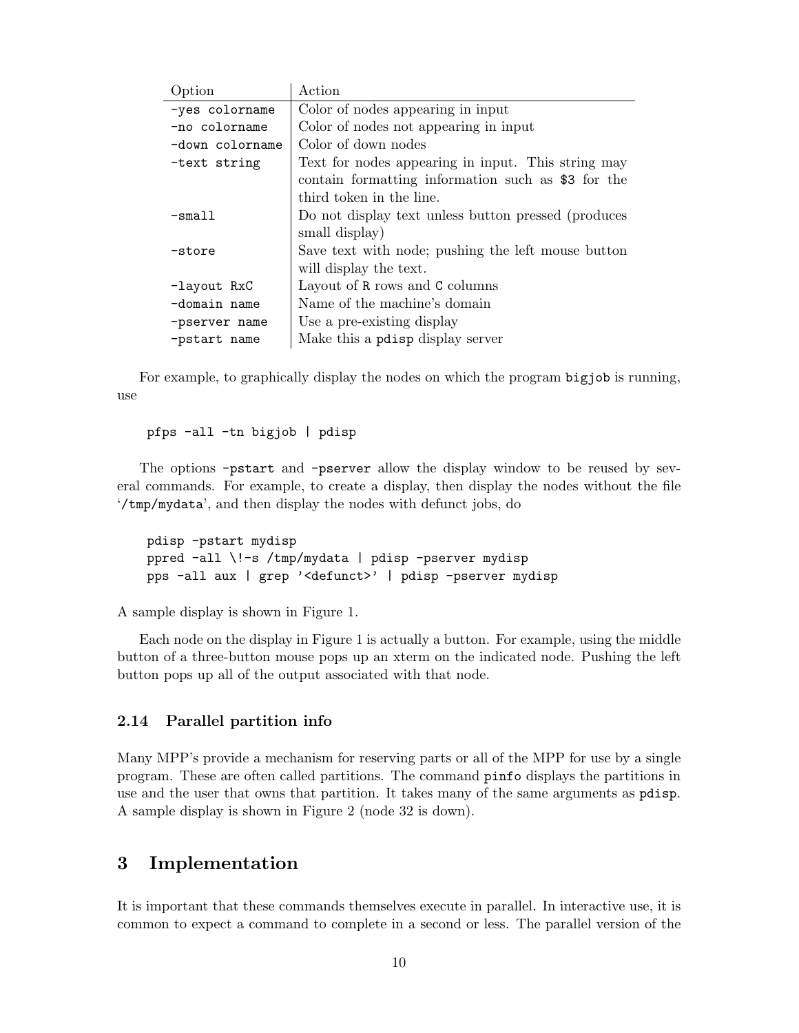| Option | Action |
|---|---|
| `-yes colorname` | Color of nodes appearing in input |
| `-no colorname` | Color of nodes not appearing in input |
| `-down colorname` | Color of down nodes |
| `-text string` | Text for nodes appearing in input. This string may contain formatting information such as `$3` for the third token in the line. |
| `-small` | Do not display text unless button pressed (produces small display) |
| `-store` | Save text with node; pushing the left mouse button will display the text. |
| `-layout RxC` | Layout of `R` rows and `C` columns |
| `-domain name` | Name of the machine's domain |
| `-pserver name` | Use a pre-existing display |
| `-pstart name` | Make this a `pdisp` display server |

For example, to graphically display the nodes on which the program `bigjob` is running, use

```
pfps -all -tn bigjob | pdisp
```

The options `-pstart` and `-pserver` allow the display window to be reused by several commands. For example, to create a display, then display the nodes without the file '`/tmp/mydata`', and then display the nodes with defunct jobs, do

```
pdisp -pstart mydisp
ppred -all \!-s /tmp/mydata | pdisp -pserver mydisp
pps -all aux | grep '<defunct>' | pdisp -pserver mydisp
```

A sample display is shown in Figure 1.

Each node on the display in Figure 1 is actually a button. For example, using the middle button of a three-button mouse pops up an xterm on the indicated node. Pushing the left button pops up all of the output associated with that node.

### 2.14 Parallel partition info

Many MPP's provide a mechanism for reserving parts or all of the MPP for use by a single program. These are often called partitions. The command `pinfo` displays the partitions in use and the user that owns that partition. It takes many of the same arguments as `pdisp`. A sample display is shown in Figure 2 (node 32 is down).

## 3 Implementation

It is important that these commands themselves execute in parallel. In interactive use, it is common to expect a command to complete in a second or less. The parallel version of the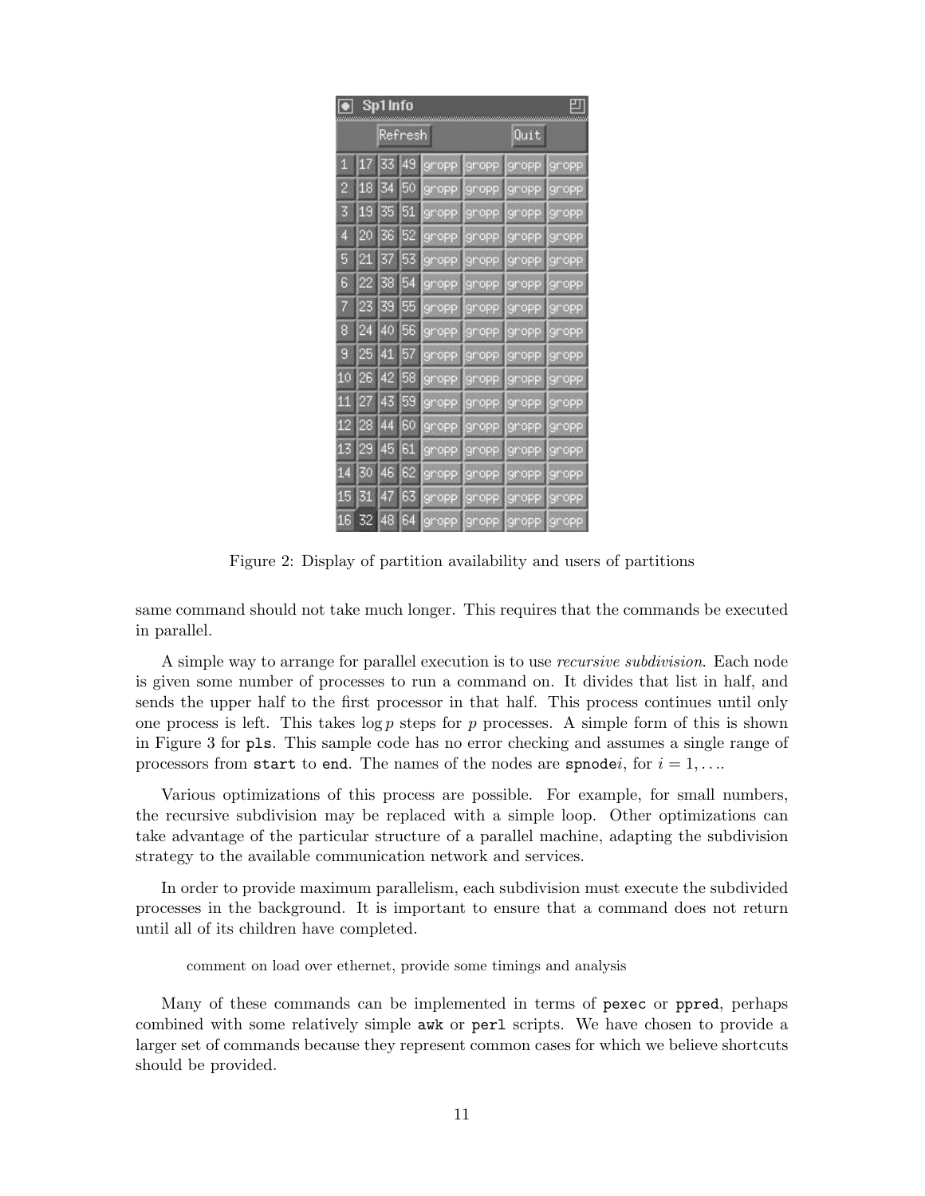Figure 2: Display of partition availability and users of partitions

same command should not take much longer. This requires that the commands be executed in parallel.

A simple way to arrange for parallel execution is to use *recursive subdivision*. Each node is given some number of processes to run a command on. It divides that list in half, and sends the upper half to the first processor in that half. This process continues until only one process is left. This takes $\log p$ steps for $p$ processes. A simple form of this is shown in Figure 3 for `pls`. This sample code has no error checking and assumes a single range of processors from `start` to `end`. The names of the nodes are `spnode`$i$, for $i = 1, \ldots$.

Various optimizations of this process are possible. For example, for small numbers, the recursive subdivision may be replaced with a simple loop. Other optimizations can take advantage of the particular structure of a parallel machine, adapting the subdivision strategy to the available communication network and services.

In order to provide maximum parallelism, each subdivision must execute the subdivided processes in the background. It is important to ensure that a command does not return until all of its children have completed.

comment on load over ethernet, provide some timings and analysis

Many of these commands can be implemented in terms of `pexec` or `ppred`, perhaps combined with some relatively simple `awk` or `perl` scripts. We have chosen to provide a larger set of commands because they represent common cases for which we believe shortcuts should be provided.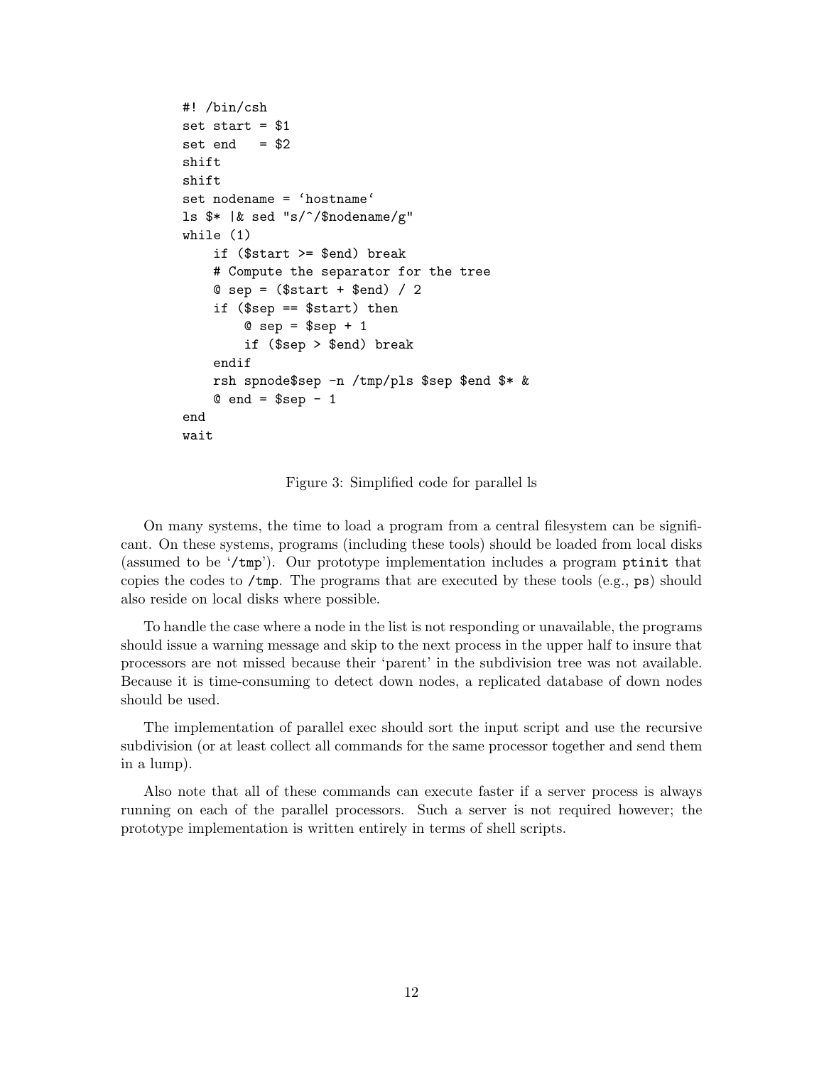```
#! /bin/csh
set start = $1
set end   = $2
shift
shift
set nodename = `hostname`
ls $* |& sed "s/^/$nodename/g"
while (1)
    if ($start >= $end) break
    # Compute the separator for the tree
    @ sep = ($start + $end) / 2
    if ($sep == $start) then
        @ sep = $sep + 1
        if ($sep > $end) break
    endif
    rsh spnode$sep -n /tmp/pls $sep $end $* &
    @ end = $sep - 1
end
wait
```

Figure 3: Simplified code for parallel ls

On many systems, the time to load a program from a central filesystem can be significant. On these systems, programs (including these tools) should be loaded from local disks (assumed to be '`/tmp`'). Our prototype implementation includes a program `ptinit` that copies the codes to `/tmp`. The programs that are executed by these tools (e.g., `ps`) should also reside on local disks where possible.

To handle the case where a node in the list is not responding or unavailable, the programs should issue a warning message and skip to the next process in the upper half to insure that processors are not missed because their 'parent' in the subdivision tree was not available. Because it is time-consuming to detect down nodes, a replicated database of down nodes should be used.

The implementation of parallel exec should sort the input script and use the recursive subdivision (or at least collect all commands for the same processor together and send them in a lump).

Also note that all of these commands can execute faster if a server process is always running on each of the parallel processors. Such a server is not required however; the prototype implementation is written entirely in terms of shell scripts.